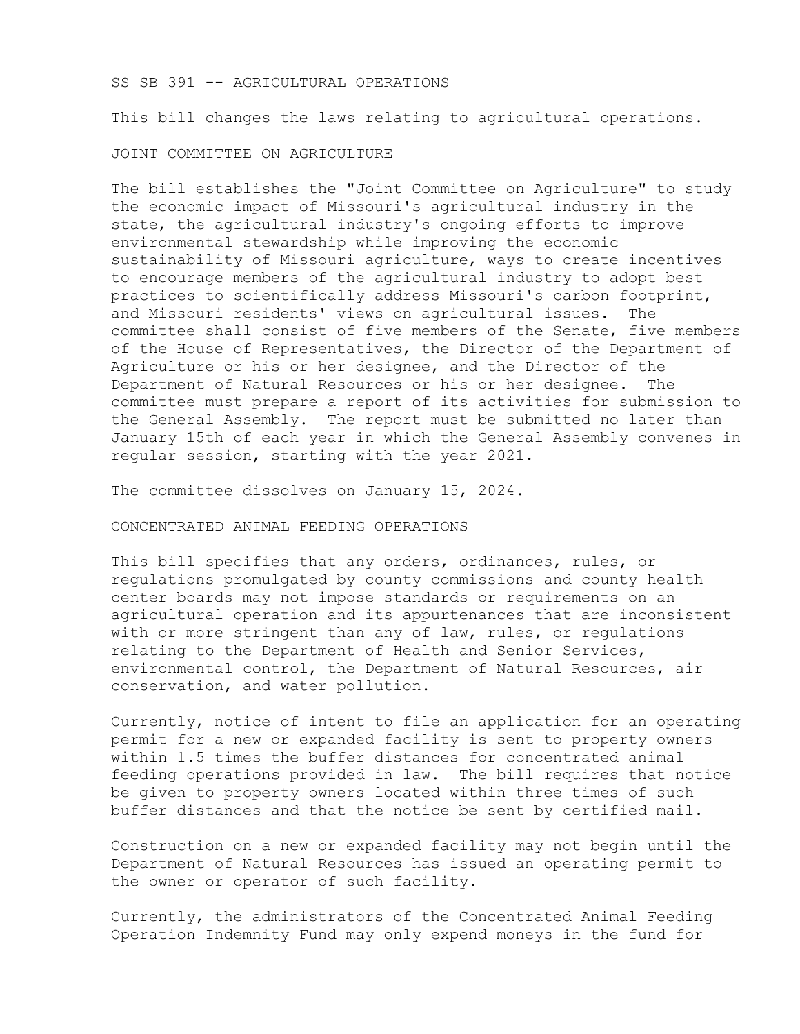# SS SB 391 -- AGRICULTURAL OPERATIONS

This bill changes the laws relating to agricultural operations.

## JOINT COMMITTEE ON AGRICULTURE

The bill establishes the "Joint Committee on Agriculture" to study the economic impact of Missouri's agricultural industry in the state, the agricultural industry's ongoing efforts to improve environmental stewardship while improving the economic sustainability of Missouri agriculture, ways to create incentives to encourage members of the agricultural industry to adopt best practices to scientifically address Missouri's carbon footprint, and Missouri residents' views on agricultural issues. The committee shall consist of five members of the Senate, five members of the House of Representatives, the Director of the Department of Agriculture or his or her designee, and the Director of the Department of Natural Resources or his or her designee. The committee must prepare a report of its activities for submission to the General Assembly. The report must be submitted no later than January 15th of each year in which the General Assembly convenes in regular session, starting with the year 2021.

The committee dissolves on January 15, 2024.

## CONCENTRATED ANIMAL FEEDING OPERATIONS

This bill specifies that any orders, ordinances, rules, or regulations promulgated by county commissions and county health center boards may not impose standards or requirements on an agricultural operation and its appurtenances that are inconsistent with or more stringent than any of law, rules, or regulations relating to the Department of Health and Senior Services, environmental control, the Department of Natural Resources, air conservation, and water pollution.

Currently, notice of intent to file an application for an operating permit for a new or expanded facility is sent to property owners within 1.5 times the buffer distances for concentrated animal feeding operations provided in law. The bill requires that notice be given to property owners located within three times of such buffer distances and that the notice be sent by certified mail.

Construction on a new or expanded facility may not begin until the Department of Natural Resources has issued an operating permit to the owner or operator of such facility.

Currently, the administrators of the Concentrated Animal Feeding Operation Indemnity Fund may only expend moneys in the fund for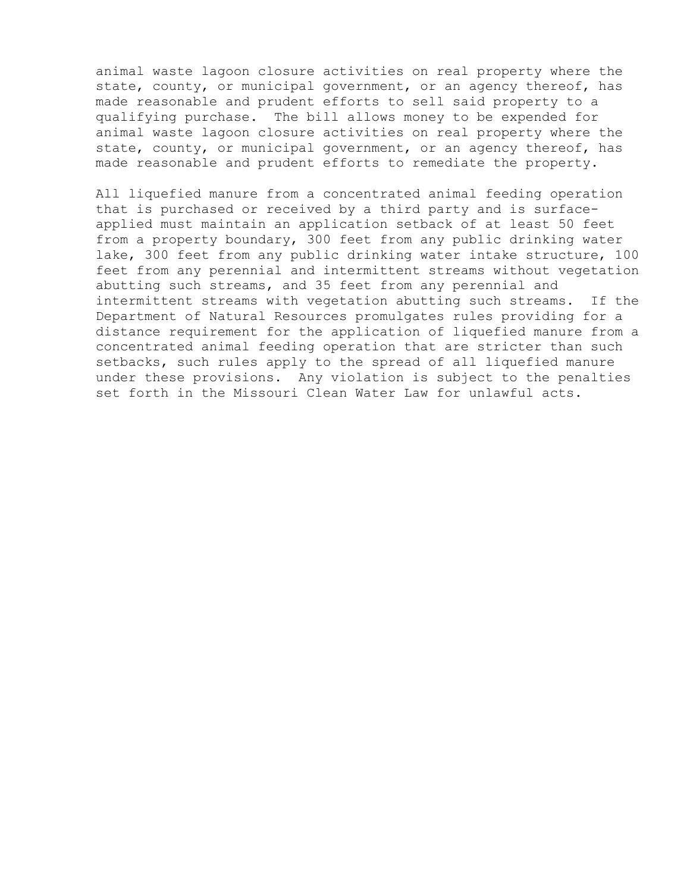animal waste lagoon closure activities on real property where the state, county, or municipal government, or an agency thereof, has made reasonable and prudent efforts to sell said property to a qualifying purchase. The bill allows money to be expended for animal waste lagoon closure activities on real property where the state, county, or municipal government, or an agency thereof, has made reasonable and prudent efforts to remediate the property.

All liquefied manure from a concentrated animal feeding operation that is purchased or received by a third party and is surface-applied must maintain an application setback of at least 50 feet from a property boundary, 300 feet from any public drinking water lake, 300 feet from any public drinking water intake structure, 100 feet from any perennial and intermittent streams without vegetation abutting such streams, and 35 feet from any perennial and intermittent streams with vegetation abutting such streams. If the Department of Natural Resources promulgates rules providing for a distance requirement for the application of liquefied manure from a concentrated animal feeding operation that are stricter than such setbacks, such rules apply to the spread of all liquefied manure under these provisions. Any violation is subject to the penalties set forth in the Missouri Clean Water Law for unlawful acts.